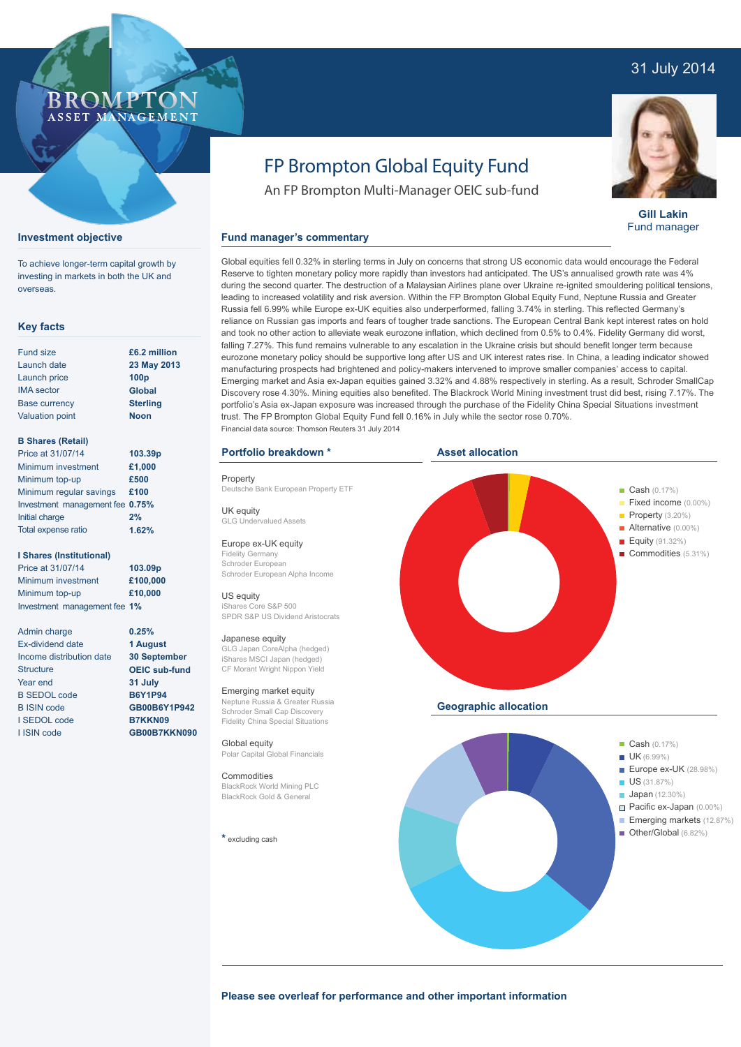31 July 2014

BROMPTON
ASSET MANAGEMENT

# FP Brompton Global Equity Fund

An FP Brompton Multi-Manager OEIC sub-fund

**Gill Lakin**
Fund manager

## Investment objective

To achieve longer-term capital growth by investing in markets in both the UK and overseas.

## Key facts

| | |
|---|---|
| Fund size | **£6.2 million** |
| Launch date | **23 May 2013** |
| Launch price | **100p** |
| IMA sector | **Global** |
| Base currency | **Sterling** |
| Valuation point | **Noon** |

**B Shares (Retail)**

| | |
|---|---|
| Price at 31/07/14 | **103.39p** |
| Minimum investment | **£1,000** |
| Minimum top-up | **£500** |
| Minimum regular savings | **£100** |
| Investment management fee | **0.75%** |
| Initial charge | **2%** |
| Total expense ratio | **1.62%** |

**I Shares (Institutional)**

| | |
|---|---|
| Price at 31/07/14 | **103.09p** |
| Minimum investment | **£100,000** |
| Minimum top-up | **£10,000** |
| Investment management fee | **1%** |

| | |
|---|---|
| Admin charge | **0.25%** |
| Ex-dividend date | **1 August** |
| Income distribution date | **30 September** |
| Structure | **OEIC sub-fund** |
| Year end | **31 July** |
| B SEDOL code | **B6Y1P94** |
| B ISIN code | **GB00B6Y1P942** |
| I SEDOL code | **B7KKN09** |
| I ISIN code | **GB00B7KKN090** |

## Fund manager's commentary

Global equities fell 0.32% in sterling terms in July on concerns that strong US economic data would encourage the Federal Reserve to tighten monetary policy more rapidly than investors had anticipated. The US's annualised growth rate was 4% during the second quarter. The destruction of a Malaysian Airlines plane over Ukraine re-ignited smouldering political tensions, leading to increased volatility and risk aversion. Within the FP Brompton Global Equity Fund, Neptune Russia and Greater Russia fell 6.99% while Europe ex-UK equities also underperformed, falling 3.74% in sterling. This reflected Germany's reliance on Russian gas imports and fears of tougher trade sanctions. The European Central Bank kept interest rates on hold and took no other action to alleviate weak eurozone inflation, which declined from 0.5% to 0.4%. Fidelity Germany did worst, falling 7.27%. This fund remains vulnerable to any escalation in the Ukraine crisis but should benefit longer term because eurozone monetary policy should be supportive long after US and UK interest rates rise. In China, a leading indicator showed manufacturing prospects had brightened and policy-makers intervened to improve smaller companies' access to capital. Emerging market and Asia ex-Japan equities gained 3.32% and 4.88% respectively in sterling. As a result, Schroder SmallCap Discovery rose 4.30%. Mining equities also benefited. The Blackrock World Mining investment trust did best, rising 7.17%. The portfolio's Asia ex-Japan exposure was increased through the purchase of the Fidelity China Special Situations investment trust. The FP Brompton Global Equity Fund fell 0.16% in July while the sector rose 0.70%.

Financial data source: Thomson Reuters 31 July 2014

## Portfolio breakdown *

**Property**
Deutsche Bank European Property ETF

**UK equity**
GLG Undervalued Assets

**Europe ex-UK equity**
Fidelity Germany
Schroder European
Schroder European Alpha Income

**US equity**
iShares Core S&P 500
SPDR S&P US Dividend Aristocrats

**Japanese equity**
GLG Japan CoreAlpha (hedged)
iShares MSCI Japan (hedged)
CF Morant Wright Nippon Yield

**Emerging market equity**
Neptune Russia & Greater Russia
Schroder Small Cap Discovery
Fidelity China Special Situations

**Global equity**
Polar Capital Global Financials

**Commodities**
BlackRock World Mining PLC
BlackRock Gold & General

* excluding cash

## Asset allocation

- Cash (0.17%)
- Fixed income (0.00%)
- Property (3.20%)
- Alternative (0.00%)
- Equity (91.32%)
- Commodities (5.31%)

## Geographic allocation

- Cash (0.17%)
- UK (6.99%)
- Europe ex-UK (28.98%)
- US (31.87%)
- Japan (12.30%)
- Pacific ex-Japan (0.00%)
- Emerging markets (12.87%)
- Other/Global (6.82%)

**Please see overleaf for performance and other important information**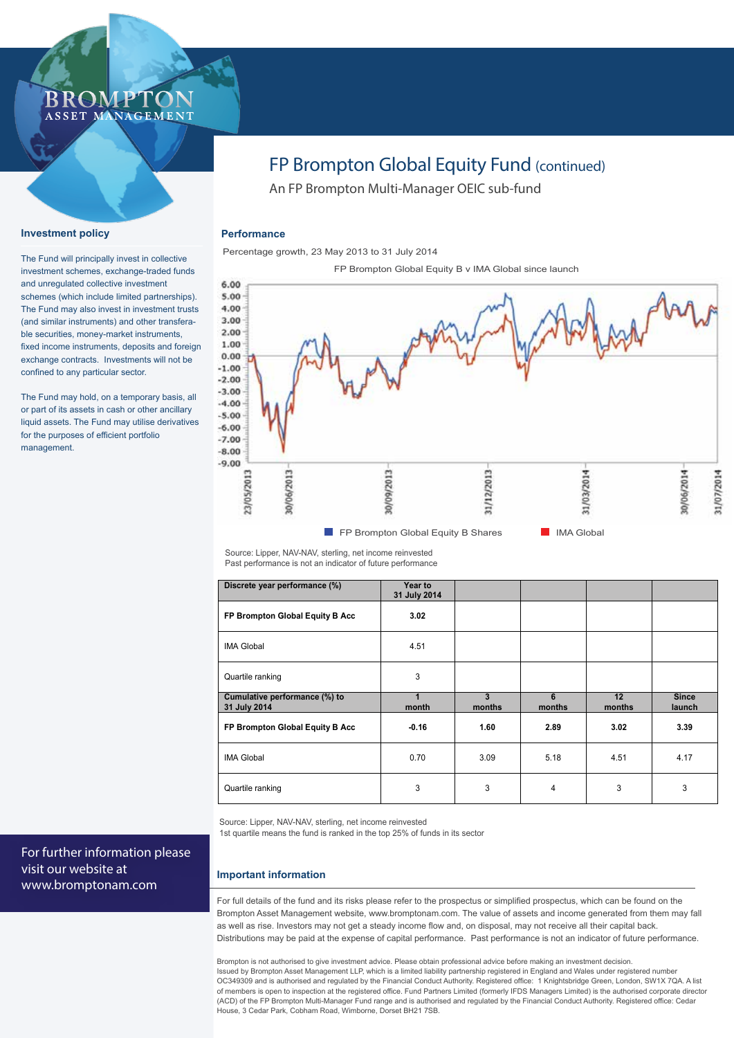BROMPTON
ASSET MANAGEMENT

# FP Brompton Global Equity Fund (continued)

An FP Brompton Multi-Manager OEIC sub-fund

## Investment policy

The Fund will principally invest in collective investment schemes, exchange-traded funds and unregulated collective investment schemes (which include limited partnerships). The Fund may also invest in investment trusts (and similar instruments) and other transferable securities, money-market instruments, fixed income instruments, deposits and foreign exchange contracts. Investments will not be confined to any particular sector.

The Fund may hold, on a temporary basis, all or part of its assets in cash or other ancillary liquid assets. The Fund may utilise derivatives for the purposes of efficient portfolio management.

## Performance

Percentage growth, 23 May 2013 to 31 July 2014

FP Brompton Global Equity B v IMA Global since launch

6.00
5.00
4.00
3.00
2.00
1.00
0.00
-1.00
-2.00
-3.00
-4.00
-5.00
-6.00
-7.00
-8.00
-9.00

23/05/2013
30/06/2013
30/09/2013
31/12/2013
31/03/2014
30/06/2014
31/07/2014

FP Brompton Global Equity B Shares
IMA Global

Source: Lipper, NAV-NAV, sterling, net income reinvested
Past performance is not an indicator of future performance

| Discrete year performance (%) | Year to 31 July 2014 | | | | |
|---|---|---|---|---|---|
| **FP Brompton Global Equity B Acc** | **3.02** | | | | |
| IMA Global | 4.51 | | | | |
| Quartile ranking | 3 | | | | |
| **Cumulative performance (%) to 31 July 2014** | **1 month** | **3 months** | **6 months** | **12 months** | **Since launch** |
| **FP Brompton Global Equity B Acc** | **-0.16** | **1.60** | **2.89** | **3.02** | **3.39** |
| IMA Global | 0.70 | 3.09 | 5.18 | 4.51 | 4.17 |
| Quartile ranking | 3 | 3 | 4 | 3 | 3 |

Source: Lipper, NAV-NAV, sterling, net income reinvested
1st quartile means the fund is ranked in the top 25% of funds in its sector

For further information please visit our website at www.bromptonam.com

## Important information

For full details of the fund and its risks please refer to the prospectus or simplified prospectus, which can be found on the Brompton Asset Management website, www.bromptonam.com. The value of assets and income generated from them may fall as well as rise. Investors may not get a steady income flow and, on disposal, may not receive all their capital back. Distributions may be paid at the expense of capital performance. Past performance is not an indicator of future performance.

Brompton is not authorised to give investment advice. Please obtain professional advice before making an investment decision. Issued by Brompton Asset Management LLP, which is a limited liability partnership registered in England and Wales under registered number OC349309 and is authorised and regulated by the Financial Conduct Authority. Registered office: 1 Knightsbridge Green, London, SW1X 7QA. A list of members is open to inspection at the registered office. Fund Partners Limited (formerly IFDS Managers Limited) is the authorised corporate director (ACD) of the FP Brompton Multi-Manager Fund range and is authorised and regulated by the Financial Conduct Authority. Registered office: Cedar House, 3 Cedar Park, Cobham Road, Wimborne, Dorset BH21 7SB.